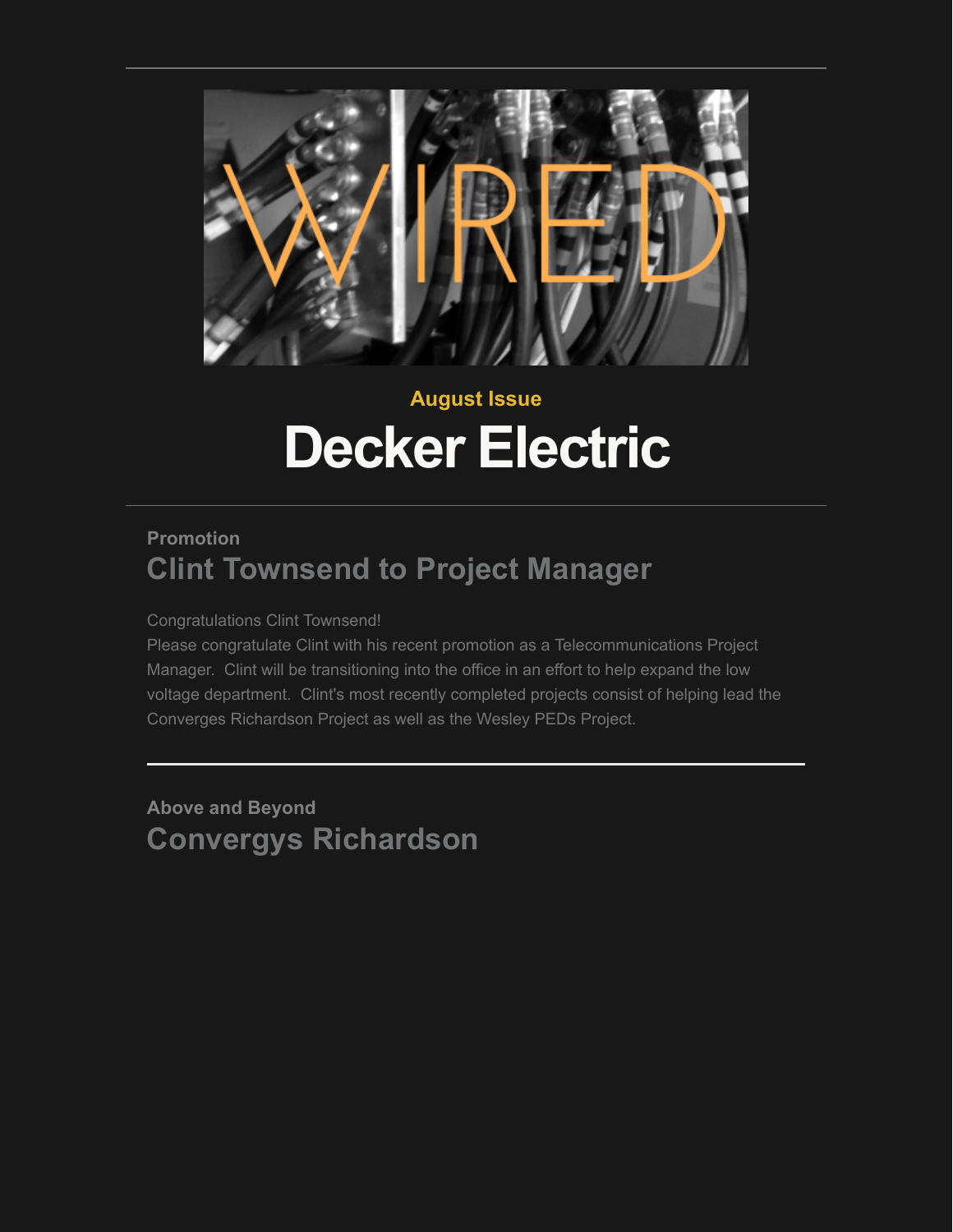WIRED

August Issue

# Decker Electric

---

**Promotion**

## Clint Townsend to Project Manager

Congratulations Clint Townsend!
Please congratulate Clint with his recent promotion as a Telecommunications Project Manager.  Clint will be transitioning into the office in an effort to help expand the low voltage department.  Clint's most recently completed projects consist of helping lead the Converges Richardson Project as well as the Wesley PEDs Project.

---

**Above and Beyond**

## Convergys Richardson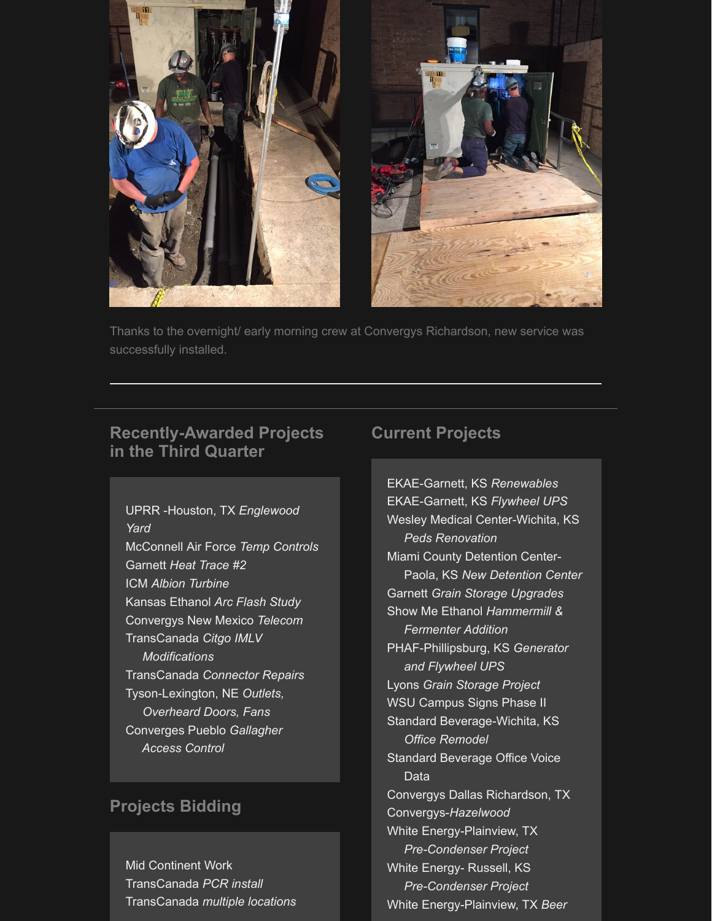Thanks to the overnight/ early morning crew at Convergys Richardson, new service was successfully installed.

---

## Recently-Awarded Projects in the Third Quarter

UPRR -Houston, TX *Englewood Yard*
McConnell Air Force *Temp Controls*
Garnett *Heat Trace #2*
ICM *Albion Turbine*
Kansas Ethanol *Arc Flash Study*
Convergys New Mexico *Telecom*
TransCanada *Citgo IMLV Modifications*
TransCanada *Connector Repairs*
Tyson-Lexington, NE *Outlets, Overheard Doors, Fans*
Converges Pueblo *Gallagher Access Control*

## Projects Bidding

Mid Continent Work
TransCanada *PCR install*
TransCanada *multiple locations*

## Current Projects

EKAE-Garnett, KS *Renewables*
EKAE-Garnett, KS *Flywheel UPS*
Wesley Medical Center-Wichita, KS *Peds Renovation*
Miami County Detention Center-Paola, KS *New Detention Center*
Garnett *Grain Storage Upgrades*
Show Me Ethanol *Hammermill & Fermenter Addition*
PHAF-Phillipsburg, KS *Generator and Flywheel UPS*
Lyons *Grain Storage Project*
WSU Campus Signs Phase II
Standard Beverage-Wichita, KS *Office Remodel*
Standard Beverage Office Voice Data
Convergys Dallas Richardson, TX
Convergys-*Hazelwood*
White Energy-Plainview, TX *Pre-Condenser Project*
White Energy- Russell, KS *Pre-Condenser Project*
White Energy-Plainview, TX *Beer*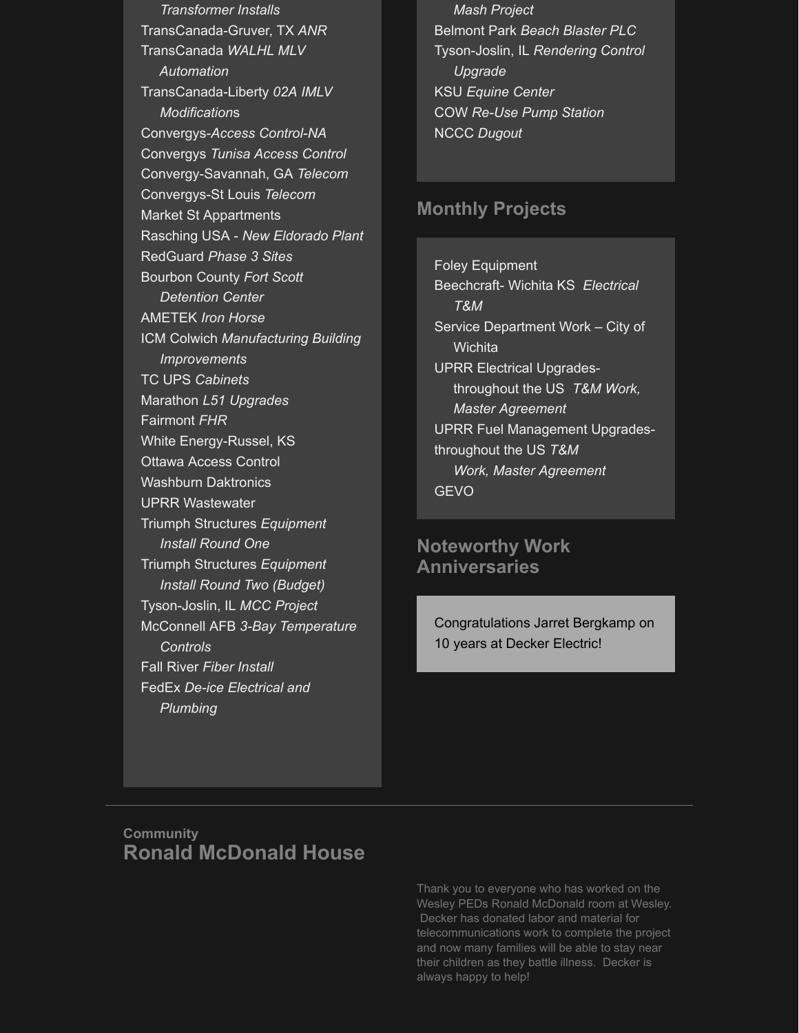*Transformer Installs*
TransCanada-Gruver, TX *ANR*
TransCanada *WALHL MLV Automation*
TransCanada-Liberty *02A IMLV Modification*s
Convergys-*Access Control-NA*
Convergys *Tunisa Access Control*
Convergy-Savannah, GA *Telecom*
Convergys-St Louis *Telecom*
Market St Appartments
Rasching USA - *New Eldorado Plant*
RedGuard *Phase 3 Sites*
Bourbon County *Fort Scott Detention Center*
AMETEK *Iron Horse*
ICM Colwich *Manufacturing Building Improvements*
TC UPS *Cabinets*
Marathon *L51 Upgrades*
Fairmont *FHR*
White Energy-Russel, KS
Ottawa Access Control
Washburn Daktronics
UPRR Wastewater
Triumph Structures *Equipment Install Round One*
Triumph Structures *Equipment Install Round Two (Budget)*
Tyson-Joslin, IL *MCC Project*
McConnell AFB *3-Bay Temperature Controls*
Fall River *Fiber Install*
FedEx *De-ice Electrical and Plumbing*

*Mash Project*
Belmont Park *Beach Blaster PLC*
Tyson-Joslin, IL *Rendering Control Upgrade*
KSU *Equine Center*
COW *Re-Use Pump Station*
NCCC *Dugout*

## Monthly Projects

Foley Equipment
Beechcraft- Wichita KS *Electrical T&M*
Service Department Work – City of Wichita
UPRR Electrical Upgrades- throughout the US *T&M Work, Master Agreement*
UPRR Fuel Management Upgrades- throughout the US *T&M Work, Master Agreement*
GEVO

## Noteworthy Work Anniversaries

Congratulations Jarret Bergkamp on 10 years at Decker Electric!

---

Community

## Ronald McDonald House

Thank you to everyone who has worked on the Wesley PEDs Ronald McDonald room at Wesley. Decker has donated labor and material for telecommunications work to complete the project and now many families will be able to stay near their children as they battle illness. Decker is always happy to help!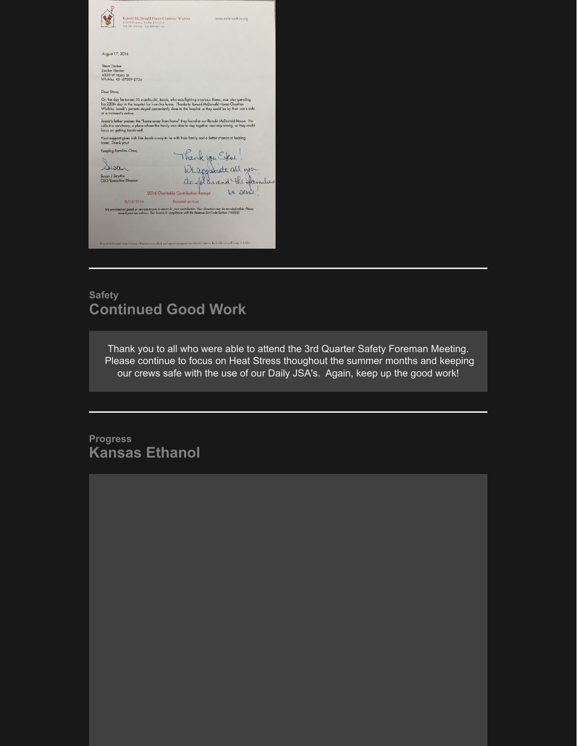Ronald McDonald House Charities® Wichita

www.rmhcwichita.org

August 17, 2016

Steve Decker
Decker Electric
4500 W Harry St
Wichita, KS 67209-2736

Dear Steve,

On the day he turned 20 months old, Jacob, who was fighting a serious illness, was also spending his 220th day in the hospital far from his home. Thanks to Ronald McDonald House Charities Wichita, Jacob's parents stayed conveniently close to the hospital so they could be by their son's side at a moment's notice.

Jacob's father praises the "home away from home" they found at our Ronald McDonald House. He calls it a sanctuary, a place where the family was able to stay together and stay strong, so they could focus on getting Jacob well.

Your support gives kids like Jacob a way to be with their family and a better chance at healing faster. Thank you!

Keeping Families Close,

Susan

Susan J Smythe
CEO/Executive Director

Thank you Steve! We appreciate all you do for us and the families we serve!

2016 Charitable Contribution Receipt

8/15/2016 Donated services

We provided no goods or services to you in return for your contribution. Your donation may be tax-deductible. Please consult your tax advisor. This form is in compliance with the Revenue Act Code Section 170(f)(8).

---

Safety

## Continued Good Work

Thank you to all who were able to attend the 3rd Quarter Safety Foreman Meeting. Please continue to focus on Heat Stress thoughout the summer months and keeping our crews safe with the use of our Daily JSA's. Again, keep up the good work!

---

Progress

## Kansas Ethanol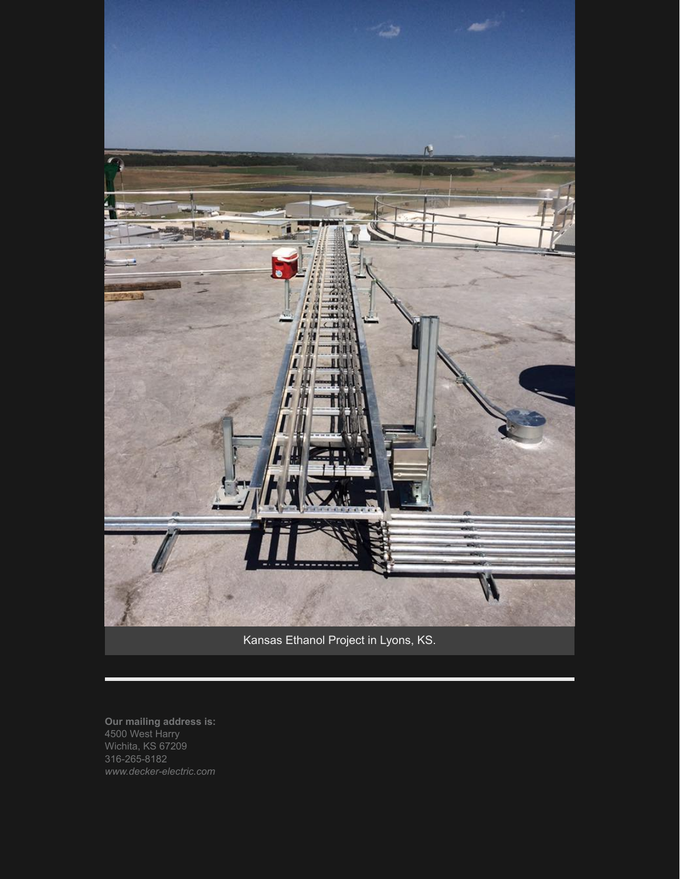Kansas Ethanol Project in Lyons, KS.

**Our mailing address is:**
4500 West Harry
Wichita, KS 67209
316-265-8182
*www.decker-electric.com*